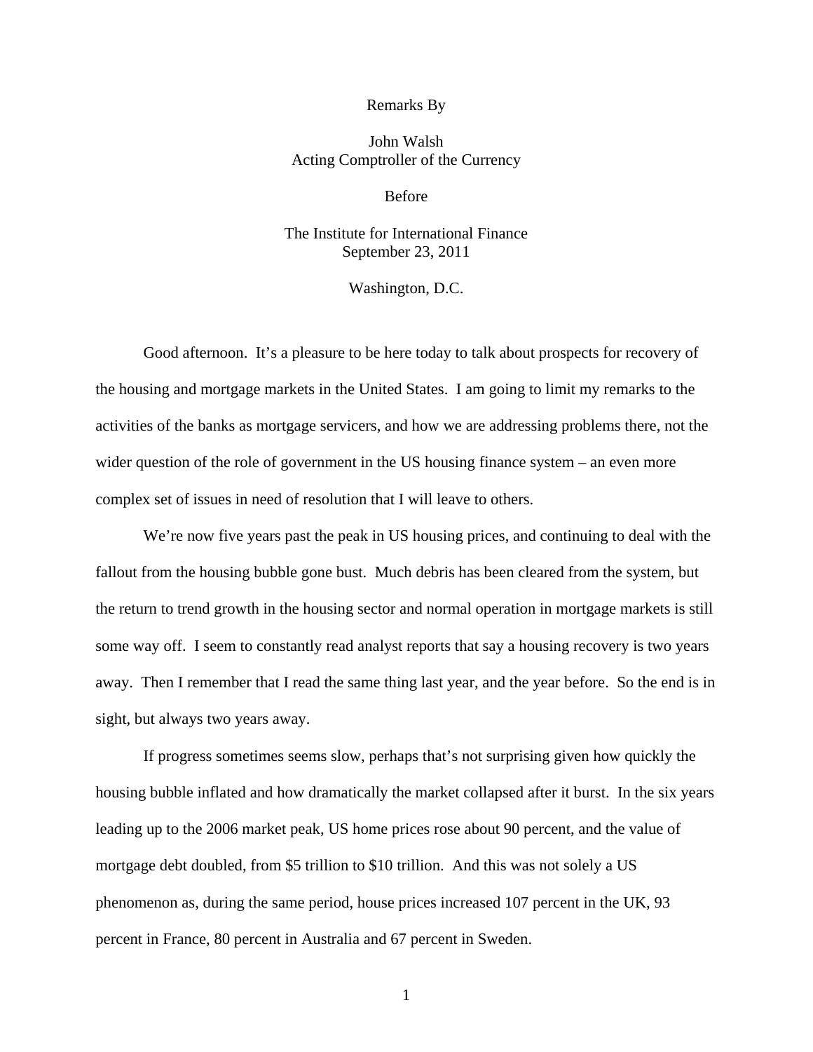Remarks By

John Walsh
Acting Comptroller of the Currency

Before

The Institute for International Finance
September 23, 2011

Washington, D.C.

Good afternoon. It's a pleasure to be here today to talk about prospects for recovery of the housing and mortgage markets in the United States. I am going to limit my remarks to the activities of the banks as mortgage servicers, and how we are addressing problems there, not the wider question of the role of government in the US housing finance system – an even more complex set of issues in need of resolution that I will leave to others.

We're now five years past the peak in US housing prices, and continuing to deal with the fallout from the housing bubble gone bust. Much debris has been cleared from the system, but the return to trend growth in the housing sector and normal operation in mortgage markets is still some way off. I seem to constantly read analyst reports that say a housing recovery is two years away. Then I remember that I read the same thing last year, and the year before. So the end is in sight, but always two years away.

If progress sometimes seems slow, perhaps that's not surprising given how quickly the housing bubble inflated and how dramatically the market collapsed after it burst. In the six years leading up to the 2006 market peak, US home prices rose about 90 percent, and the value of mortgage debt doubled, from $5 trillion to $10 trillion. And this was not solely a US phenomenon as, during the same period, house prices increased 107 percent in the UK, 93 percent in France, 80 percent in Australia and 67 percent in Sweden.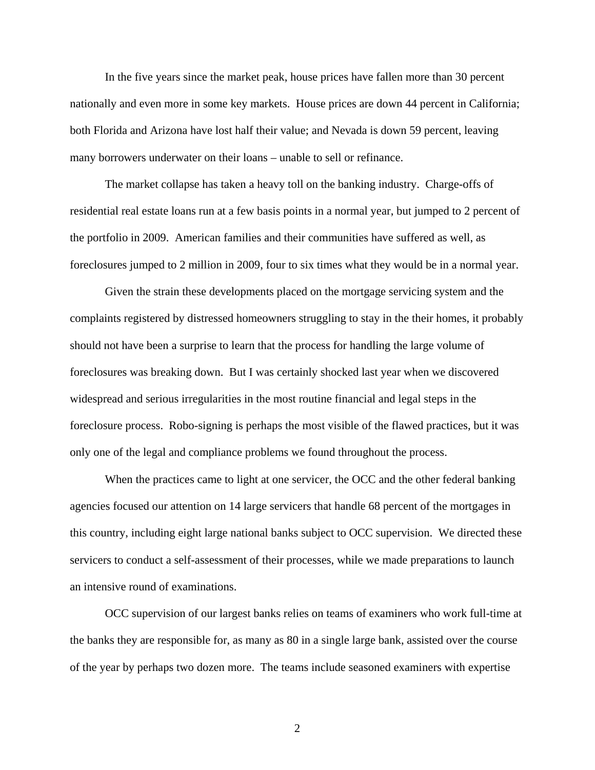In the five years since the market peak, house prices have fallen more than 30 percent nationally and even more in some key markets. House prices are down 44 percent in California; both Florida and Arizona have lost half their value; and Nevada is down 59 percent, leaving many borrowers underwater on their loans – unable to sell or refinance.

The market collapse has taken a heavy toll on the banking industry. Charge-offs of residential real estate loans run at a few basis points in a normal year, but jumped to 2 percent of the portfolio in 2009. American families and their communities have suffered as well, as foreclosures jumped to 2 million in 2009, four to six times what they would be in a normal year.

Given the strain these developments placed on the mortgage servicing system and the complaints registered by distressed homeowners struggling to stay in the their homes, it probably should not have been a surprise to learn that the process for handling the large volume of foreclosures was breaking down. But I was certainly shocked last year when we discovered widespread and serious irregularities in the most routine financial and legal steps in the foreclosure process. Robo-signing is perhaps the most visible of the flawed practices, but it was only one of the legal and compliance problems we found throughout the process.

When the practices came to light at one servicer, the OCC and the other federal banking agencies focused our attention on 14 large servicers that handle 68 percent of the mortgages in this country, including eight large national banks subject to OCC supervision. We directed these servicers to conduct a self-assessment of their processes, while we made preparations to launch an intensive round of examinations.

OCC supervision of our largest banks relies on teams of examiners who work full-time at the banks they are responsible for, as many as 80 in a single large bank, assisted over the course of the year by perhaps two dozen more. The teams include seasoned examiners with expertise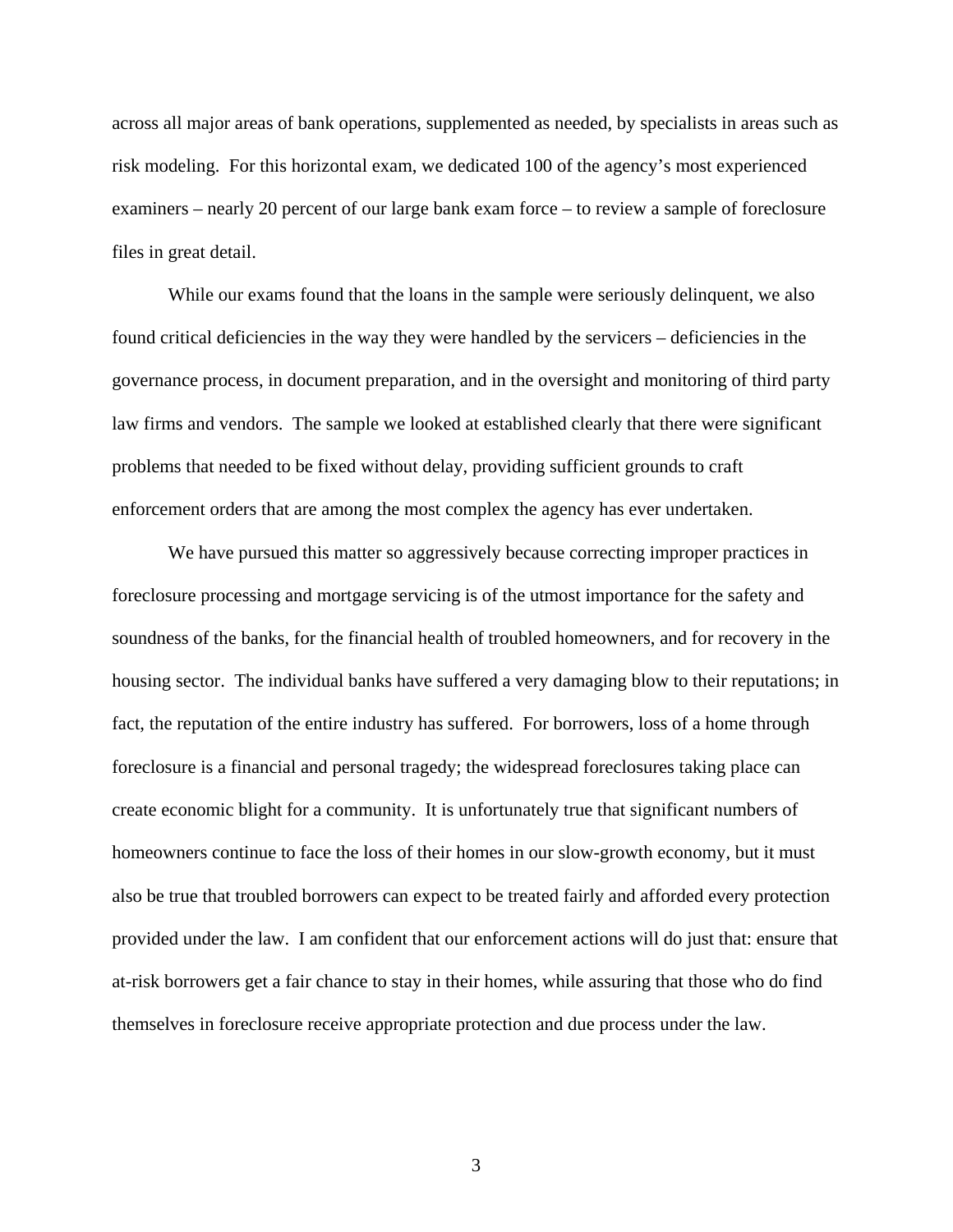across all major areas of bank operations, supplemented as needed, by specialists in areas such as risk modeling. For this horizontal exam, we dedicated 100 of the agency's most experienced examiners – nearly 20 percent of our large bank exam force – to review a sample of foreclosure files in great detail.

While our exams found that the loans in the sample were seriously delinquent, we also found critical deficiencies in the way they were handled by the servicers – deficiencies in the governance process, in document preparation, and in the oversight and monitoring of third party law firms and vendors. The sample we looked at established clearly that there were significant problems that needed to be fixed without delay, providing sufficient grounds to craft enforcement orders that are among the most complex the agency has ever undertaken.

We have pursued this matter so aggressively because correcting improper practices in foreclosure processing and mortgage servicing is of the utmost importance for the safety and soundness of the banks, for the financial health of troubled homeowners, and for recovery in the housing sector. The individual banks have suffered a very damaging blow to their reputations; in fact, the reputation of the entire industry has suffered. For borrowers, loss of a home through foreclosure is a financial and personal tragedy; the widespread foreclosures taking place can create economic blight for a community. It is unfortunately true that significant numbers of homeowners continue to face the loss of their homes in our slow-growth economy, but it must also be true that troubled borrowers can expect to be treated fairly and afforded every protection provided under the law. I am confident that our enforcement actions will do just that: ensure that at-risk borrowers get a fair chance to stay in their homes, while assuring that those who do find themselves in foreclosure receive appropriate protection and due process under the law.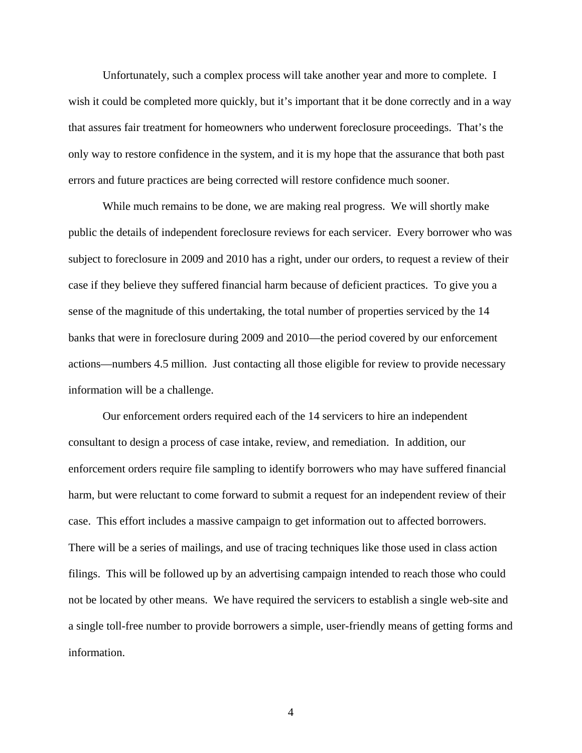Unfortunately, such a complex process will take another year and more to complete. I wish it could be completed more quickly, but it's important that it be done correctly and in a way that assures fair treatment for homeowners who underwent foreclosure proceedings. That's the only way to restore confidence in the system, and it is my hope that the assurance that both past errors and future practices are being corrected will restore confidence much sooner.

While much remains to be done, we are making real progress. We will shortly make public the details of independent foreclosure reviews for each servicer. Every borrower who was subject to foreclosure in 2009 and 2010 has a right, under our orders, to request a review of their case if they believe they suffered financial harm because of deficient practices. To give you a sense of the magnitude of this undertaking, the total number of properties serviced by the 14 banks that were in foreclosure during 2009 and 2010—the period covered by our enforcement actions—numbers 4.5 million. Just contacting all those eligible for review to provide necessary information will be a challenge.

Our enforcement orders required each of the 14 servicers to hire an independent consultant to design a process of case intake, review, and remediation. In addition, our enforcement orders require file sampling to identify borrowers who may have suffered financial harm, but were reluctant to come forward to submit a request for an independent review of their case. This effort includes a massive campaign to get information out to affected borrowers. There will be a series of mailings, and use of tracing techniques like those used in class action filings. This will be followed up by an advertising campaign intended to reach those who could not be located by other means. We have required the servicers to establish a single web-site and a single toll-free number to provide borrowers a simple, user-friendly means of getting forms and information.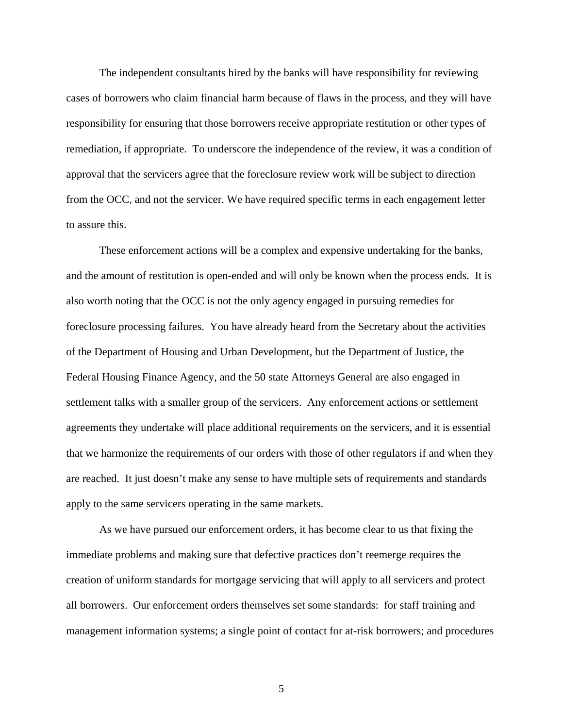The independent consultants hired by the banks will have responsibility for reviewing cases of borrowers who claim financial harm because of flaws in the process, and they will have responsibility for ensuring that those borrowers receive appropriate restitution or other types of remediation, if appropriate. To underscore the independence of the review, it was a condition of approval that the servicers agree that the foreclosure review work will be subject to direction from the OCC, and not the servicer. We have required specific terms in each engagement letter to assure this.

These enforcement actions will be a complex and expensive undertaking for the banks, and the amount of restitution is open-ended and will only be known when the process ends. It is also worth noting that the OCC is not the only agency engaged in pursuing remedies for foreclosure processing failures. You have already heard from the Secretary about the activities of the Department of Housing and Urban Development, but the Department of Justice, the Federal Housing Finance Agency, and the 50 state Attorneys General are also engaged in settlement talks with a smaller group of the servicers. Any enforcement actions or settlement agreements they undertake will place additional requirements on the servicers, and it is essential that we harmonize the requirements of our orders with those of other regulators if and when they are reached. It just doesn't make any sense to have multiple sets of requirements and standards apply to the same servicers operating in the same markets.

As we have pursued our enforcement orders, it has become clear to us that fixing the immediate problems and making sure that defective practices don't reemerge requires the creation of uniform standards for mortgage servicing that will apply to all servicers and protect all borrowers. Our enforcement orders themselves set some standards: for staff training and management information systems; a single point of contact for at-risk borrowers; and procedures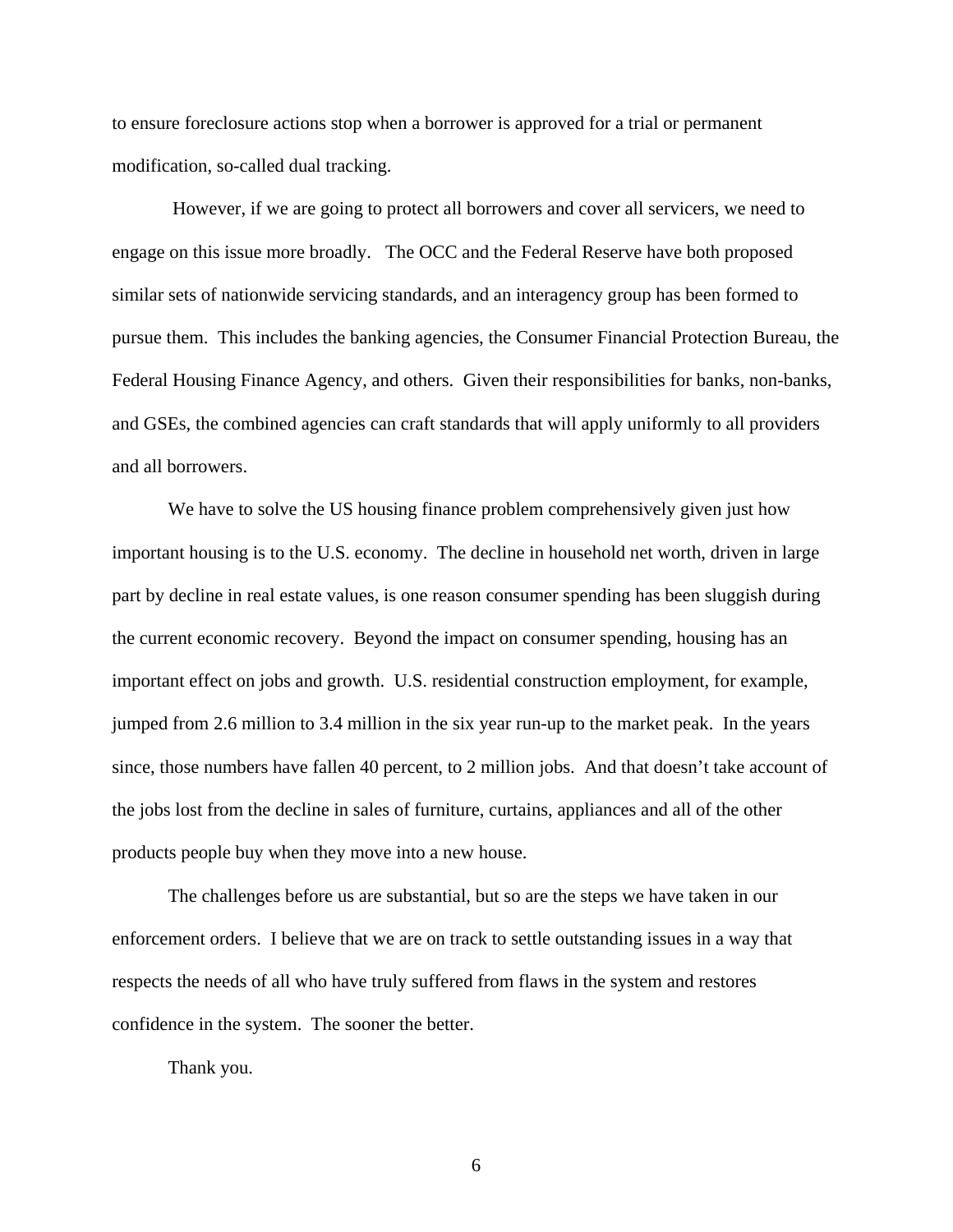to ensure foreclosure actions stop when a borrower is approved for a trial or permanent modification, so-called dual tracking.

However, if we are going to protect all borrowers and cover all servicers, we need to engage on this issue more broadly. The OCC and the Federal Reserve have both proposed similar sets of nationwide servicing standards, and an interagency group has been formed to pursue them. This includes the banking agencies, the Consumer Financial Protection Bureau, the Federal Housing Finance Agency, and others. Given their responsibilities for banks, non-banks, and GSEs, the combined agencies can craft standards that will apply uniformly to all providers and all borrowers.

We have to solve the US housing finance problem comprehensively given just how important housing is to the U.S. economy. The decline in household net worth, driven in large part by decline in real estate values, is one reason consumer spending has been sluggish during the current economic recovery. Beyond the impact on consumer spending, housing has an important effect on jobs and growth. U.S. residential construction employment, for example, jumped from 2.6 million to 3.4 million in the six year run-up to the market peak. In the years since, those numbers have fallen 40 percent, to 2 million jobs. And that doesn't take account of the jobs lost from the decline in sales of furniture, curtains, appliances and all of the other products people buy when they move into a new house.

The challenges before us are substantial, but so are the steps we have taken in our enforcement orders. I believe that we are on track to settle outstanding issues in a way that respects the needs of all who have truly suffered from flaws in the system and restores confidence in the system. The sooner the better.

Thank you.